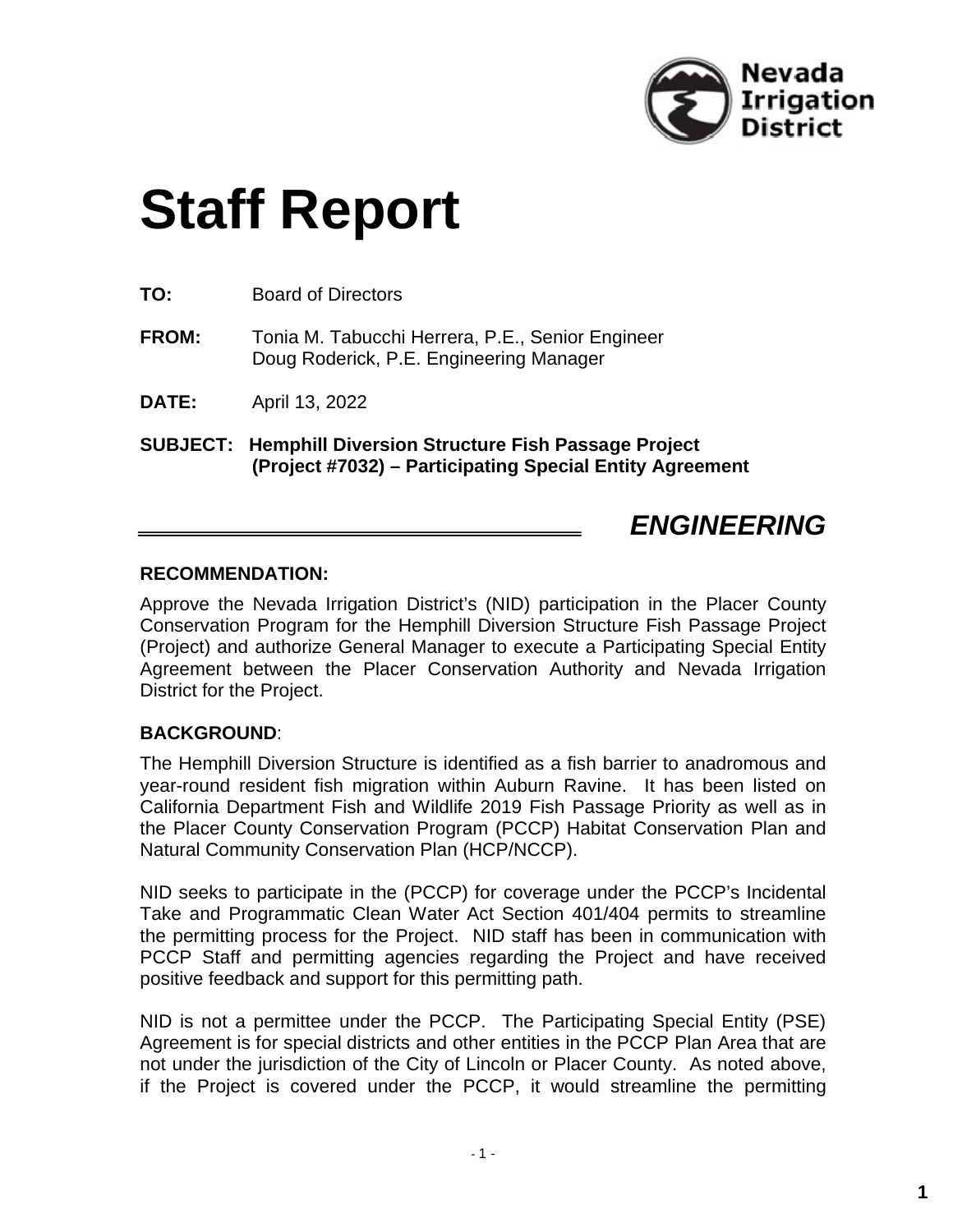Nevada Irrigation District

# Staff Report

**TO:** Board of Directors

**FROM:** Tonia M. Tabucchi Herrera, P.E., Senior Engineer
Doug Roderick, P.E. Engineering Manager

**DATE:** April 13, 2022

**SUBJECT: Hemphill Diversion Structure Fish Passage Project (Project #7032) – Participating Special Entity Agreement**

## *ENGINEERING*

### RECOMMENDATION:

Approve the Nevada Irrigation District's (NID) participation in the Placer County Conservation Program for the Hemphill Diversion Structure Fish Passage Project (Project) and authorize General Manager to execute a Participating Special Entity Agreement between the Placer Conservation Authority and Nevada Irrigation District for the Project.

### BACKGROUND:

The Hemphill Diversion Structure is identified as a fish barrier to anadromous and year-round resident fish migration within Auburn Ravine. It has been listed on California Department Fish and Wildlife 2019 Fish Passage Priority as well as in the Placer County Conservation Program (PCCP) Habitat Conservation Plan and Natural Community Conservation Plan (HCP/NCCP).

NID seeks to participate in the (PCCP) for coverage under the PCCP's Incidental Take and Programmatic Clean Water Act Section 401/404 permits to streamline the permitting process for the Project. NID staff has been in communication with PCCP Staff and permitting agencies regarding the Project and have received positive feedback and support for this permitting path.

NID is not a permittee under the PCCP. The Participating Special Entity (PSE) Agreement is for special districts and other entities in the PCCP Plan Area that are not under the jurisdiction of the City of Lincoln or Placer County. As noted above, if the Project is covered under the PCCP, it would streamline the permitting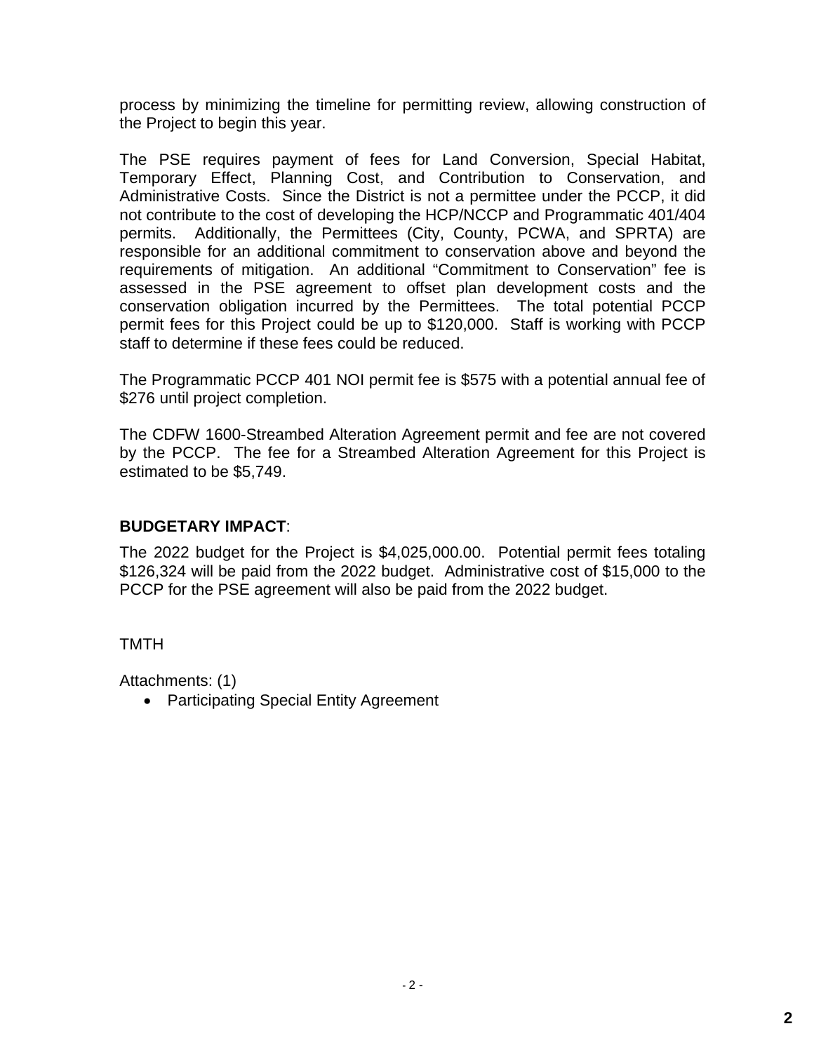process by minimizing the timeline for permitting review, allowing construction of the Project to begin this year.

The PSE requires payment of fees for Land Conversion, Special Habitat, Temporary Effect, Planning Cost, and Contribution to Conservation, and Administrative Costs. Since the District is not a permittee under the PCCP, it did not contribute to the cost of developing the HCP/NCCP and Programmatic 401/404 permits. Additionally, the Permittees (City, County, PCWA, and SPRTA) are responsible for an additional commitment to conservation above and beyond the requirements of mitigation. An additional "Commitment to Conservation" fee is assessed in the PSE agreement to offset plan development costs and the conservation obligation incurred by the Permittees. The total potential PCCP permit fees for this Project could be up to $120,000. Staff is working with PCCP staff to determine if these fees could be reduced.

The Programmatic PCCP 401 NOI permit fee is $575 with a potential annual fee of $276 until project completion.

The CDFW 1600-Streambed Alteration Agreement permit and fee are not covered by the PCCP. The fee for a Streambed Alteration Agreement for this Project is estimated to be $5,749.

**BUDGETARY IMPACT**:

The 2022 budget for the Project is $4,025,000.00. Potential permit fees totaling $126,324 will be paid from the 2022 budget. Administrative cost of $15,000 to the PCCP for the PSE agreement will also be paid from the 2022 budget.

TMTH

Attachments: (1)

- Participating Special Entity Agreement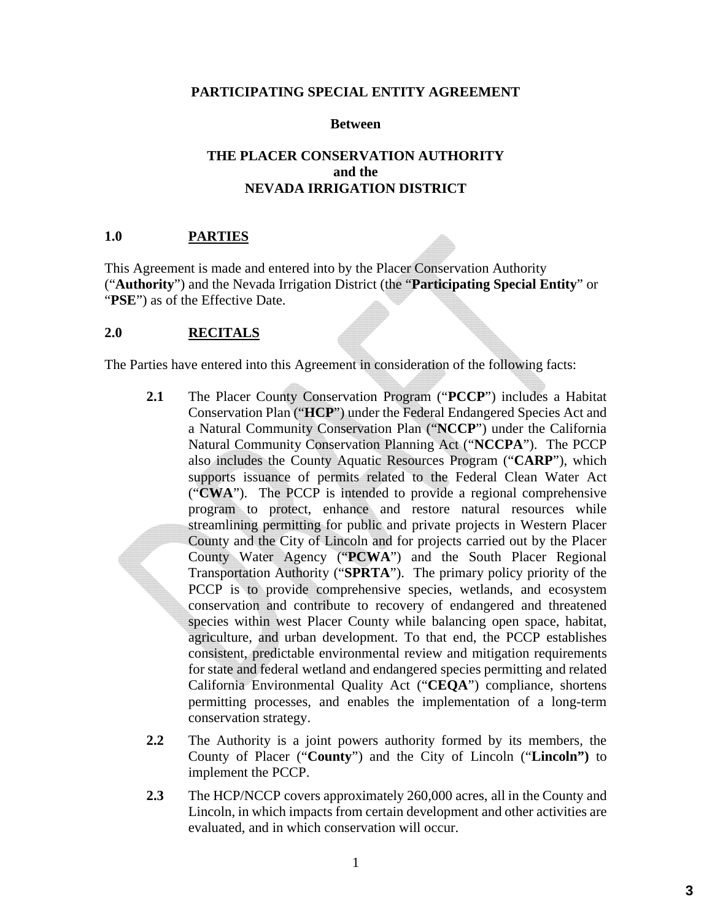**PARTICIPATING SPECIAL ENTITY AGREEMENT**

**Between**

**THE PLACER CONSERVATION AUTHORITY**
**and the**
**NEVADA IRRIGATION DISTRICT**

## 1.0 PARTIES

This Agreement is made and entered into by the Placer Conservation Authority ("**Authority**") and the Nevada Irrigation District (the "**Participating Special Entity**" or "**PSE**") as of the Effective Date.

## 2.0 RECITALS

The Parties have entered into this Agreement in consideration of the following facts:

**2.1** The Placer County Conservation Program ("**PCCP**") includes a Habitat Conservation Plan ("**HCP**") under the Federal Endangered Species Act and a Natural Community Conservation Plan ("**NCCP**") under the California Natural Community Conservation Planning Act ("**NCCPA**"). The PCCP also includes the County Aquatic Resources Program ("**CARP**"), which supports issuance of permits related to the Federal Clean Water Act ("**CWA**"). The PCCP is intended to provide a regional comprehensive program to protect, enhance and restore natural resources while streamlining permitting for public and private projects in Western Placer County and the City of Lincoln and for projects carried out by the Placer County Water Agency ("**PCWA**") and the South Placer Regional Transportation Authority ("**SPRTA**"). The primary policy priority of the PCCP is to provide comprehensive species, wetlands, and ecosystem conservation and contribute to recovery of endangered and threatened species within west Placer County while balancing open space, habitat, agriculture, and urban development. To that end, the PCCP establishes consistent, predictable environmental review and mitigation requirements for state and federal wetland and endangered species permitting and related California Environmental Quality Act ("**CEQA**") compliance, shortens permitting processes, and enables the implementation of a long-term conservation strategy.

**2.2** The Authority is a joint powers authority formed by its members, the County of Placer ("**County**") and the City of Lincoln ("**Lincoln")** to implement the PCCP.

**2.3** The HCP/NCCP covers approximately 260,000 acres, all in the County and Lincoln, in which impacts from certain development and other activities are evaluated, and in which conservation will occur.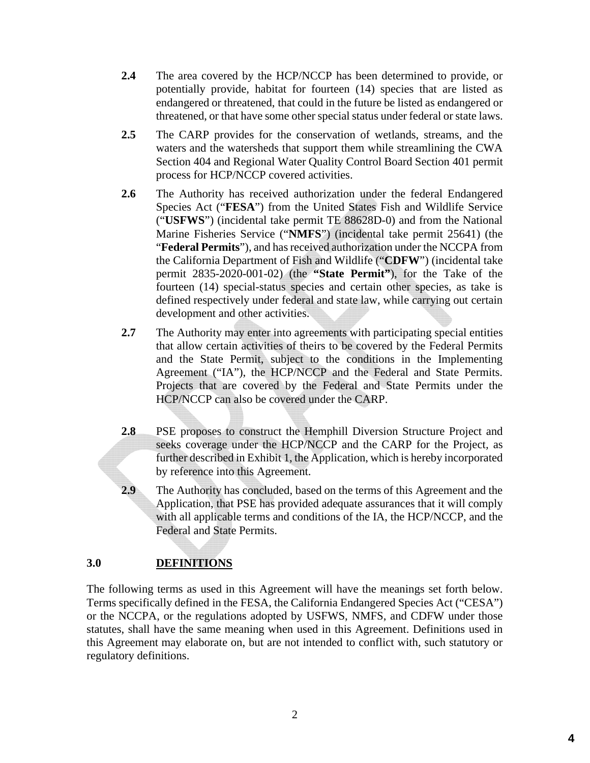**2.4** The area covered by the HCP/NCCP has been determined to provide, or potentially provide, habitat for fourteen (14) species that are listed as endangered or threatened, that could in the future be listed as endangered or threatened, or that have some other special status under federal or state laws.

**2.5** The CARP provides for the conservation of wetlands, streams, and the waters and the watersheds that support them while streamlining the CWA Section 404 and Regional Water Quality Control Board Section 401 permit process for HCP/NCCP covered activities.

**2.6** The Authority has received authorization under the federal Endangered Species Act ("**FESA**") from the United States Fish and Wildlife Service ("**USFWS**") (incidental take permit TE 88628D-0) and from the National Marine Fisheries Service ("**NMFS**") (incidental take permit 25641) (the "**Federal Permits**"), and has received authorization under the NCCPA from the California Department of Fish and Wildlife ("**CDFW**") (incidental take permit 2835-2020-001-02) (the **"State Permit"**), for the Take of the fourteen (14) special-status species and certain other species, as take is defined respectively under federal and state law, while carrying out certain development and other activities.

**2.7** The Authority may enter into agreements with participating special entities that allow certain activities of theirs to be covered by the Federal Permits and the State Permit, subject to the conditions in the Implementing Agreement ("IA"), the HCP/NCCP and the Federal and State Permits. Projects that are covered by the Federal and State Permits under the HCP/NCCP can also be covered under the CARP.

**2.8** PSE proposes to construct the Hemphill Diversion Structure Project and seeks coverage under the HCP/NCCP and the CARP for the Project, as further described in Exhibit 1, the Application, which is hereby incorporated by reference into this Agreement.

**2.9** The Authority has concluded, based on the terms of this Agreement and the Application, that PSE has provided adequate assurances that it will comply with all applicable terms and conditions of the IA, the HCP/NCCP, and the Federal and State Permits.

## 3.0 DEFINITIONS

The following terms as used in this Agreement will have the meanings set forth below. Terms specifically defined in the FESA, the California Endangered Species Act ("CESA") or the NCCPA, or the regulations adopted by USFWS, NMFS, and CDFW under those statutes, shall have the same meaning when used in this Agreement. Definitions used in this Agreement may elaborate on, but are not intended to conflict with, such statutory or regulatory definitions.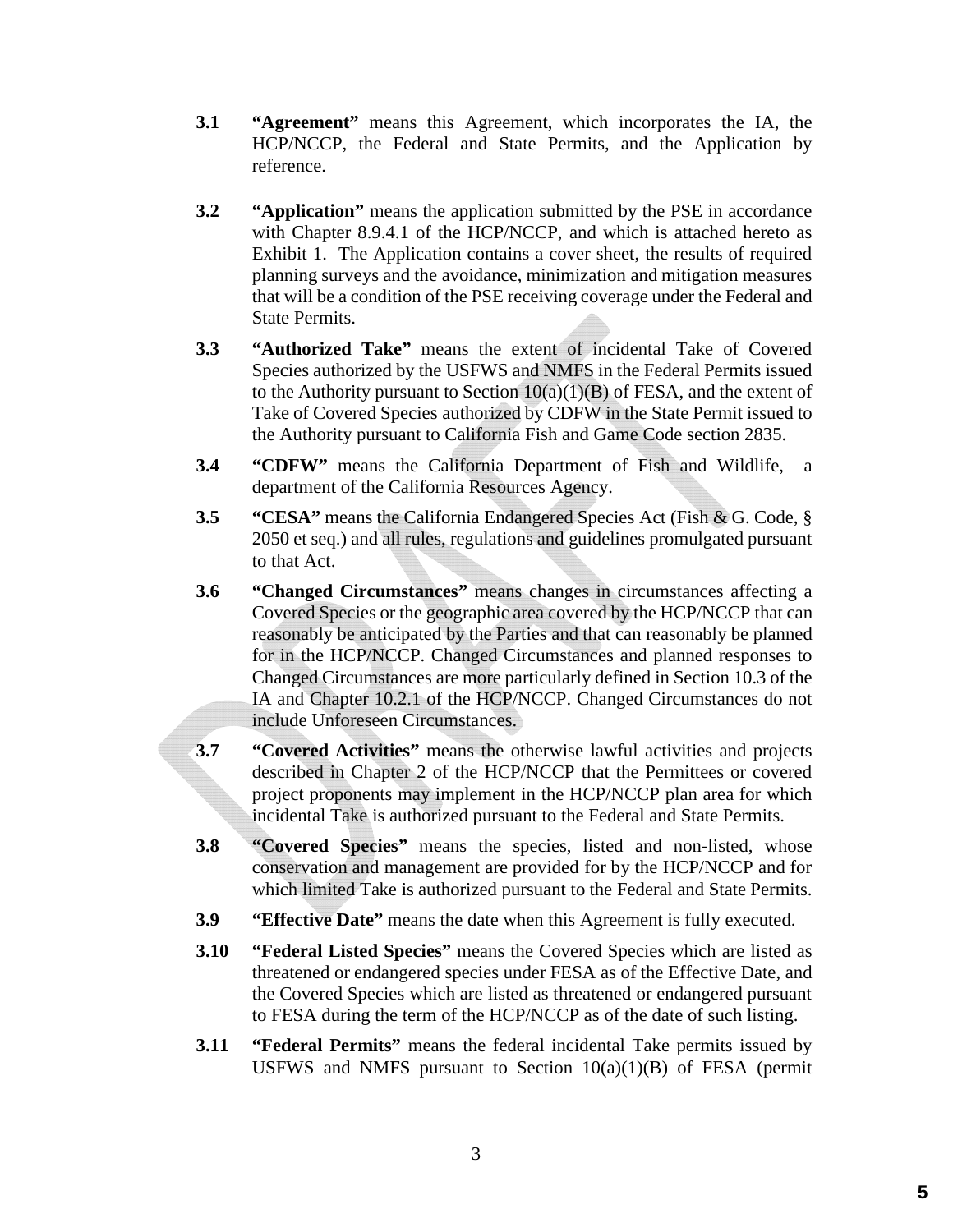**3.1** **"Agreement"** means this Agreement, which incorporates the IA, the HCP/NCCP, the Federal and State Permits, and the Application by reference.

**3.2** **"Application"** means the application submitted by the PSE in accordance with Chapter 8.9.4.1 of the HCP/NCCP, and which is attached hereto as Exhibit 1. The Application contains a cover sheet, the results of required planning surveys and the avoidance, minimization and mitigation measures that will be a condition of the PSE receiving coverage under the Federal and State Permits.

**3.3** **"Authorized Take"** means the extent of incidental Take of Covered Species authorized by the USFWS and NMFS in the Federal Permits issued to the Authority pursuant to Section 10(a)(1)(B) of FESA, and the extent of Take of Covered Species authorized by CDFW in the State Permit issued to the Authority pursuant to California Fish and Game Code section 2835.

**3.4** **"CDFW"** means the California Department of Fish and Wildlife, a department of the California Resources Agency.

**3.5** **"CESA"** means the California Endangered Species Act (Fish & G. Code, § 2050 et seq.) and all rules, regulations and guidelines promulgated pursuant to that Act.

**3.6** **"Changed Circumstances"** means changes in circumstances affecting a Covered Species or the geographic area covered by the HCP/NCCP that can reasonably be anticipated by the Parties and that can reasonably be planned for in the HCP/NCCP. Changed Circumstances and planned responses to Changed Circumstances are more particularly defined in Section 10.3 of the IA and Chapter 10.2.1 of the HCP/NCCP. Changed Circumstances do not include Unforeseen Circumstances.

**3.7** **"Covered Activities"** means the otherwise lawful activities and projects described in Chapter 2 of the HCP/NCCP that the Permittees or covered project proponents may implement in the HCP/NCCP plan area for which incidental Take is authorized pursuant to the Federal and State Permits.

**3.8** **"Covered Species"** means the species, listed and non-listed, whose conservation and management are provided for by the HCP/NCCP and for which limited Take is authorized pursuant to the Federal and State Permits.

**3.9** **"Effective Date"** means the date when this Agreement is fully executed.

**3.10** **"Federal Listed Species"** means the Covered Species which are listed as threatened or endangered species under FESA as of the Effective Date, and the Covered Species which are listed as threatened or endangered pursuant to FESA during the term of the HCP/NCCP as of the date of such listing.

**3.11** **"Federal Permits"** means the federal incidental Take permits issued by USFWS and NMFS pursuant to Section 10(a)(1)(B) of FESA (permit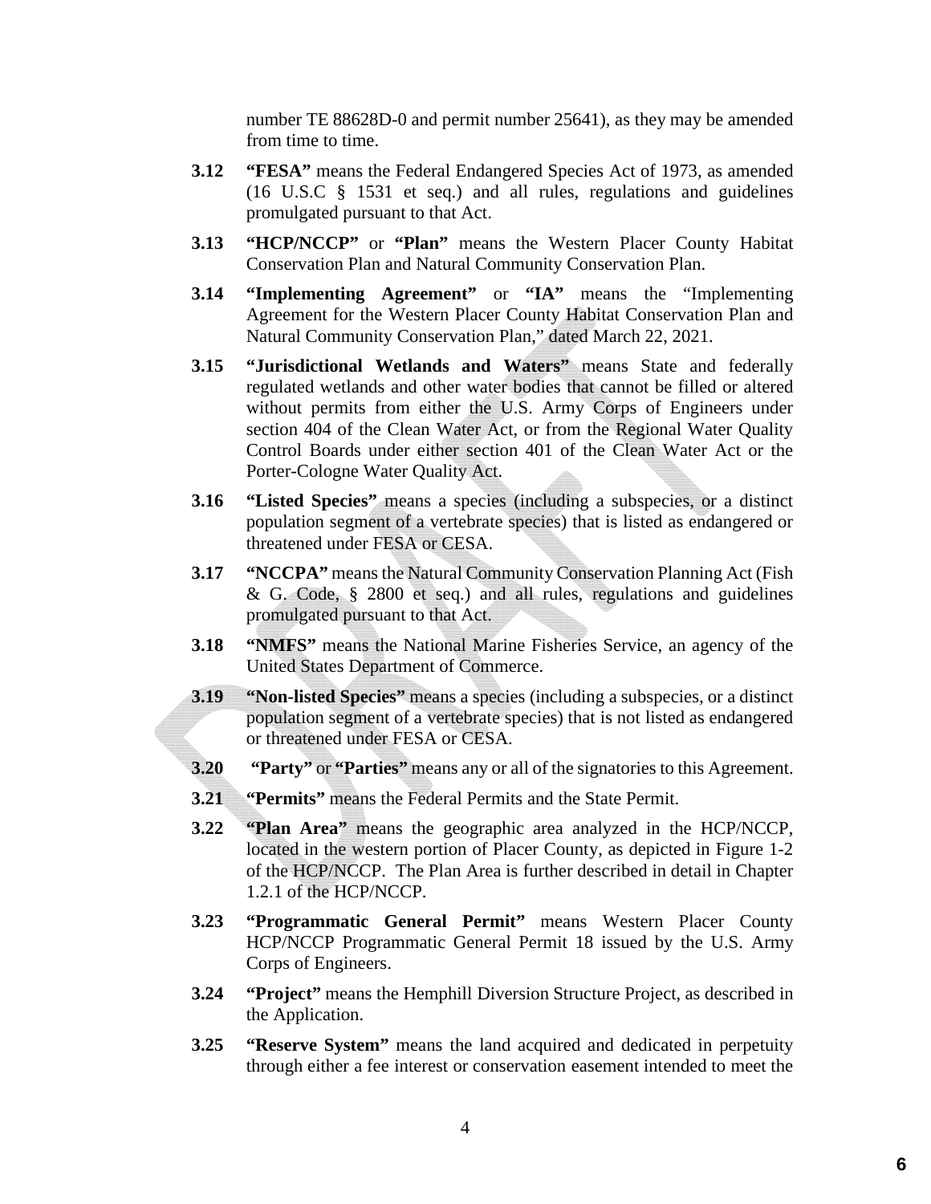number TE 88628D-0 and permit number 25641), as they may be amended from time to time.

**3.12** **"FESA"** means the Federal Endangered Species Act of 1973, as amended (16 U.S.C § 1531 et seq.) and all rules, regulations and guidelines promulgated pursuant to that Act.

**3.13** **"HCP/NCCP"** or **"Plan"** means the Western Placer County Habitat Conservation Plan and Natural Community Conservation Plan.

**3.14** **"Implementing Agreement"** or **"IA"** means the "Implementing Agreement for the Western Placer County Habitat Conservation Plan and Natural Community Conservation Plan," dated March 22, 2021.

**3.15** **"Jurisdictional Wetlands and Waters"** means State and federally regulated wetlands and other water bodies that cannot be filled or altered without permits from either the U.S. Army Corps of Engineers under section 404 of the Clean Water Act, or from the Regional Water Quality Control Boards under either section 401 of the Clean Water Act or the Porter-Cologne Water Quality Act.

**3.16** **"Listed Species"** means a species (including a subspecies, or a distinct population segment of a vertebrate species) that is listed as endangered or threatened under FESA or CESA.

**3.17** **"NCCPA"** means the Natural Community Conservation Planning Act (Fish & G. Code, § 2800 et seq.) and all rules, regulations and guidelines promulgated pursuant to that Act.

**3.18** **"NMFS"** means the National Marine Fisheries Service, an agency of the United States Department of Commerce.

**3.19** **"Non-listed Species"** means a species (including a subspecies, or a distinct population segment of a vertebrate species) that is not listed as endangered or threatened under FESA or CESA.

**3.20** **"Party"** or **"Parties"** means any or all of the signatories to this Agreement.

**3.21** **"Permits"** means the Federal Permits and the State Permit.

**3.22** **"Plan Area"** means the geographic area analyzed in the HCP/NCCP, located in the western portion of Placer County, as depicted in Figure 1-2 of the HCP/NCCP. The Plan Area is further described in detail in Chapter 1.2.1 of the HCP/NCCP.

**3.23** **"Programmatic General Permit"** means Western Placer County HCP/NCCP Programmatic General Permit 18 issued by the U.S. Army Corps of Engineers.

**3.24** **"Project"** means the Hemphill Diversion Structure Project, as described in the Application.

**3.25** **"Reserve System"** means the land acquired and dedicated in perpetuity through either a fee interest or conservation easement intended to meet the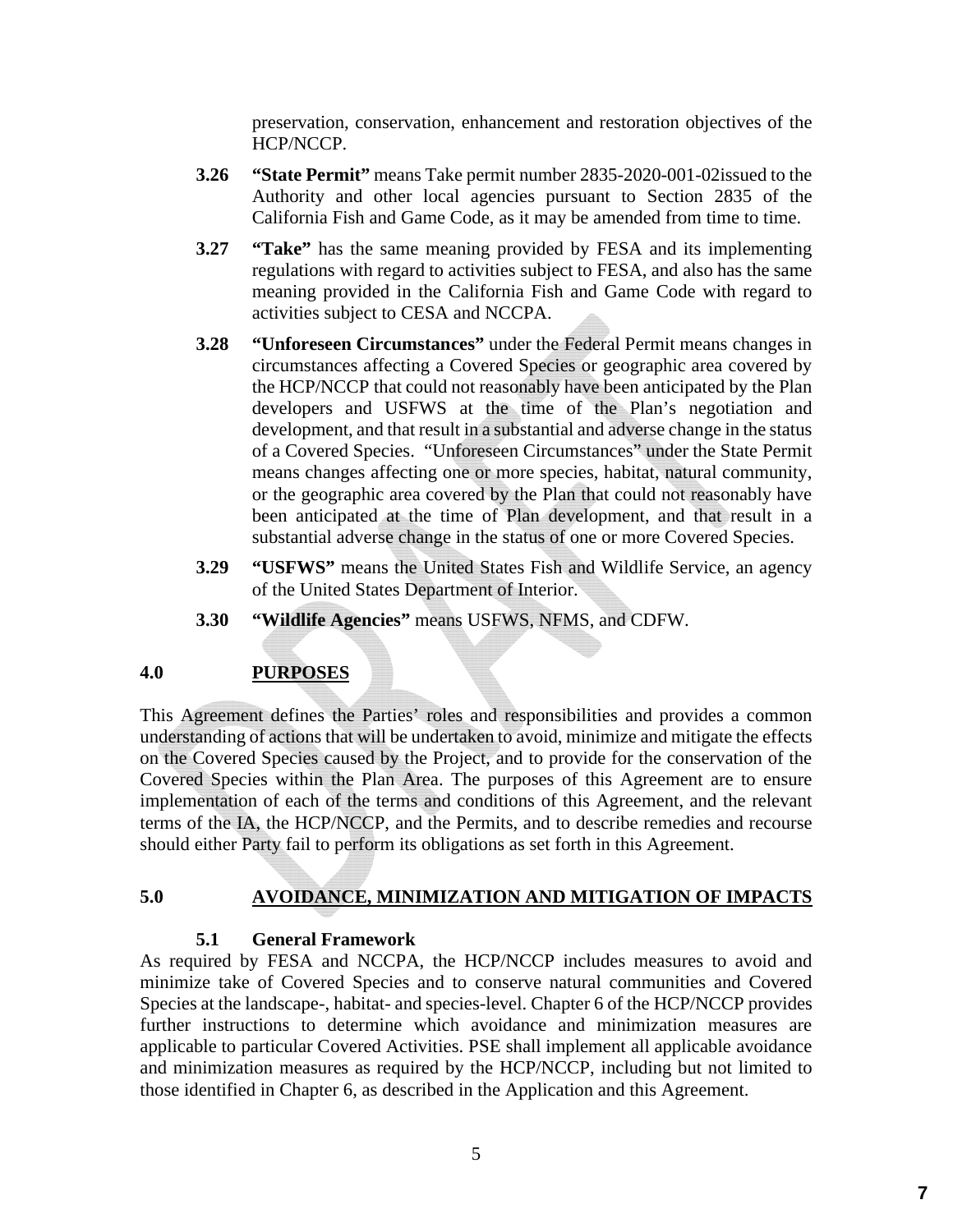preservation, conservation, enhancement and restoration objectives of the HCP/NCCP.

**3.26 "State Permit"** means Take permit number 2835-2020-001-02issued to the Authority and other local agencies pursuant to Section 2835 of the California Fish and Game Code, as it may be amended from time to time.

**3.27 "Take"** has the same meaning provided by FESA and its implementing regulations with regard to activities subject to FESA, and also has the same meaning provided in the California Fish and Game Code with regard to activities subject to CESA and NCCPA.

**3.28 "Unforeseen Circumstances"** under the Federal Permit means changes in circumstances affecting a Covered Species or geographic area covered by the HCP/NCCP that could not reasonably have been anticipated by the Plan developers and USFWS at the time of the Plan's negotiation and development, and that result in a substantial and adverse change in the status of a Covered Species. "Unforeseen Circumstances" under the State Permit means changes affecting one or more species, habitat, natural community, or the geographic area covered by the Plan that could not reasonably have been anticipated at the time of Plan development, and that result in a substantial adverse change in the status of one or more Covered Species.

**3.29 "USFWS"** means the United States Fish and Wildlife Service, an agency of the United States Department of Interior.

**3.30 "Wildlife Agencies"** means USFWS, NFMS, and CDFW.

## 4.0 PURPOSES

This Agreement defines the Parties' roles and responsibilities and provides a common understanding of actions that will be undertaken to avoid, minimize and mitigate the effects on the Covered Species caused by the Project, and to provide for the conservation of the Covered Species within the Plan Area. The purposes of this Agreement are to ensure implementation of each of the terms and conditions of this Agreement, and the relevant terms of the IA, the HCP/NCCP, and the Permits, and to describe remedies and recourse should either Party fail to perform its obligations as set forth in this Agreement.

## 5.0 AVOIDANCE, MINIMIZATION AND MITIGATION OF IMPACTS

### 5.1 General Framework

As required by FESA and NCCPA, the HCP/NCCP includes measures to avoid and minimize take of Covered Species and to conserve natural communities and Covered Species at the landscape-, habitat- and species-level. Chapter 6 of the HCP/NCCP provides further instructions to determine which avoidance and minimization measures are applicable to particular Covered Activities. PSE shall implement all applicable avoidance and minimization measures as required by the HCP/NCCP, including but not limited to those identified in Chapter 6, as described in the Application and this Agreement.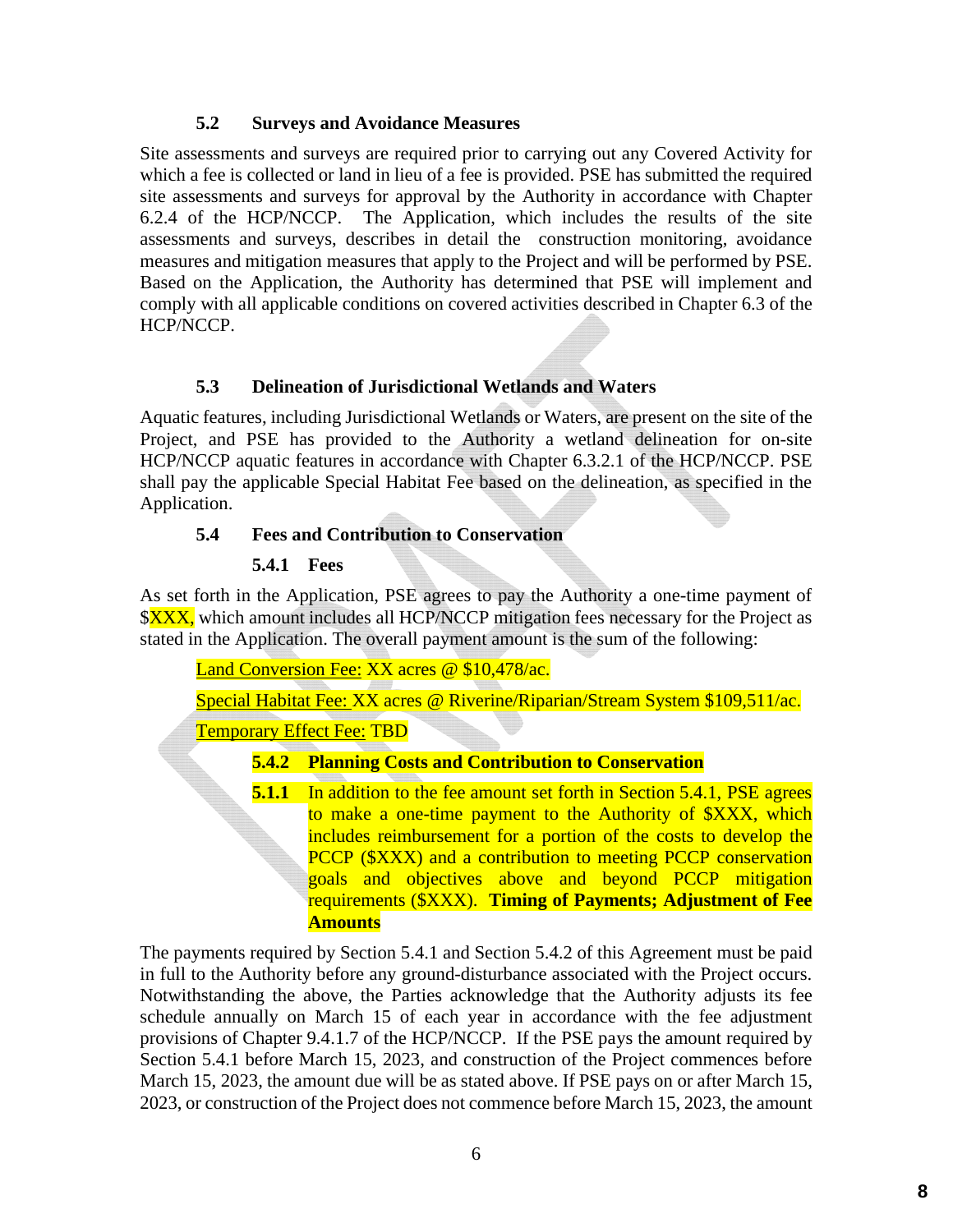### 5.2 Surveys and Avoidance Measures

Site assessments and surveys are required prior to carrying out any Covered Activity for which a fee is collected or land in lieu of a fee is provided. PSE has submitted the required site assessments and surveys for approval by the Authority in accordance with Chapter 6.2.4 of the HCP/NCCP. The Application, which includes the results of the site assessments and surveys, describes in detail the construction monitoring, avoidance measures and mitigation measures that apply to the Project and will be performed by PSE. Based on the Application, the Authority has determined that PSE will implement and comply with all applicable conditions on covered activities described in Chapter 6.3 of the HCP/NCCP.

### 5.3 Delineation of Jurisdictional Wetlands and Waters

Aquatic features, including Jurisdictional Wetlands or Waters, are present on the site of the Project, and PSE has provided to the Authority a wetland delineation for on-site HCP/NCCP aquatic features in accordance with Chapter 6.3.2.1 of the HCP/NCCP. PSE shall pay the applicable Special Habitat Fee based on the delineation, as specified in the Application.

### 5.4 Fees and Contribution to Conservation

#### 5.4.1 Fees

As set forth in the Application, PSE agrees to pay the Authority a one-time payment of $XXX, which amount includes all HCP/NCCP mitigation fees necessary for the Project as stated in the Application. The overall payment amount is the sum of the following:

Land Conversion Fee: XX acres @ $10,478/ac.

Special Habitat Fee: XX acres @ Riverine/Riparian/Stream System $109,511/ac.

Temporary Effect Fee: TBD

#### 5.4.2 Planning Costs and Contribution to Conservation

**5.1.1** In addition to the fee amount set forth in Section 5.4.1, PSE agrees to make a one-time payment to the Authority of $XXX, which includes reimbursement for a portion of the costs to develop the PCCP ($XXX) and a contribution to meeting PCCP conservation goals and objectives above and beyond PCCP mitigation requirements ($XXX). **Timing of Payments; Adjustment of Fee Amounts**

The payments required by Section 5.4.1 and Section 5.4.2 of this Agreement must be paid in full to the Authority before any ground-disturbance associated with the Project occurs. Notwithstanding the above, the Parties acknowledge that the Authority adjusts its fee schedule annually on March 15 of each year in accordance with the fee adjustment provisions of Chapter 9.4.1.7 of the HCP/NCCP. If the PSE pays the amount required by Section 5.4.1 before March 15, 2023, and construction of the Project commences before March 15, 2023, the amount due will be as stated above. If PSE pays on or after March 15, 2023, or construction of the Project does not commence before March 15, 2023, the amount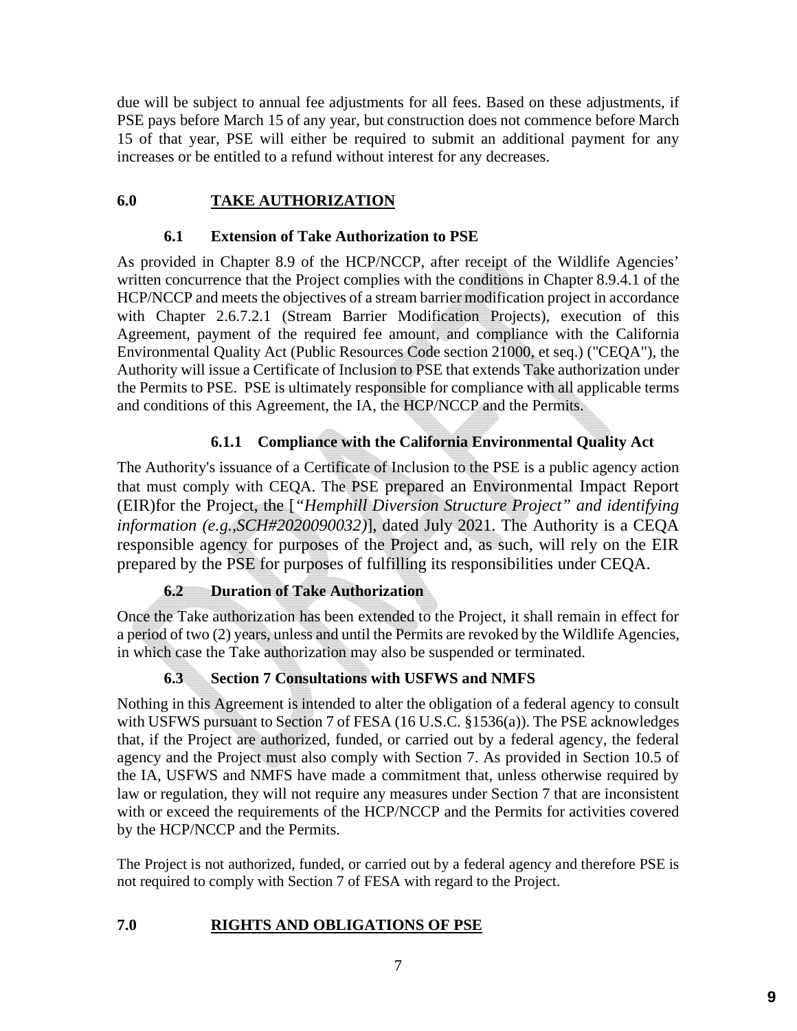due will be subject to annual fee adjustments for all fees. Based on these adjustments, if PSE pays before March 15 of any year, but construction does not commence before March 15 of that year, PSE will either be required to submit an additional payment for any increases or be entitled to a refund without interest for any decreases.

## 6.0 TAKE AUTHORIZATION

### 6.1 Extension of Take Authorization to PSE

As provided in Chapter 8.9 of the HCP/NCCP, after receipt of the Wildlife Agencies' written concurrence that the Project complies with the conditions in Chapter 8.9.4.1 of the HCP/NCCP and meets the objectives of a stream barrier modification project in accordance with Chapter 2.6.7.2.1 (Stream Barrier Modification Projects), execution of this Agreement, payment of the required fee amount, and compliance with the California Environmental Quality Act (Public Resources Code section 21000, et seq.) ("CEQA"), the Authority will issue a Certificate of Inclusion to PSE that extends Take authorization under the Permits to PSE. PSE is ultimately responsible for compliance with all applicable terms and conditions of this Agreement, the IA, the HCP/NCCP and the Permits.

#### 6.1.1 Compliance with the California Environmental Quality Act

The Authority's issuance of a Certificate of Inclusion to the PSE is a public agency action that must comply with CEQA. The PSE prepared an Environmental Impact Report (EIR)for the Project, the [*"Hemphill Diversion Structure Project" and identifying information (e.g.,SCH#2020090032)*], dated July 2021. The Authority is a CEQA responsible agency for purposes of the Project and, as such, will rely on the EIR prepared by the PSE for purposes of fulfilling its responsibilities under CEQA.

### 6.2 Duration of Take Authorization

Once the Take authorization has been extended to the Project, it shall remain in effect for a period of two (2) years, unless and until the Permits are revoked by the Wildlife Agencies, in which case the Take authorization may also be suspended or terminated.

### 6.3 Section 7 Consultations with USFWS and NMFS

Nothing in this Agreement is intended to alter the obligation of a federal agency to consult with USFWS pursuant to Section 7 of FESA (16 U.S.C. §1536(a)). The PSE acknowledges that, if the Project are authorized, funded, or carried out by a federal agency, the federal agency and the Project must also comply with Section 7. As provided in Section 10.5 of the IA, USFWS and NMFS have made a commitment that, unless otherwise required by law or regulation, they will not require any measures under Section 7 that are inconsistent with or exceed the requirements of the HCP/NCCP and the Permits for activities covered by the HCP/NCCP and the Permits.

The Project is not authorized, funded, or carried out by a federal agency and therefore PSE is not required to comply with Section 7 of FESA with regard to the Project.

## 7.0 RIGHTS AND OBLIGATIONS OF PSE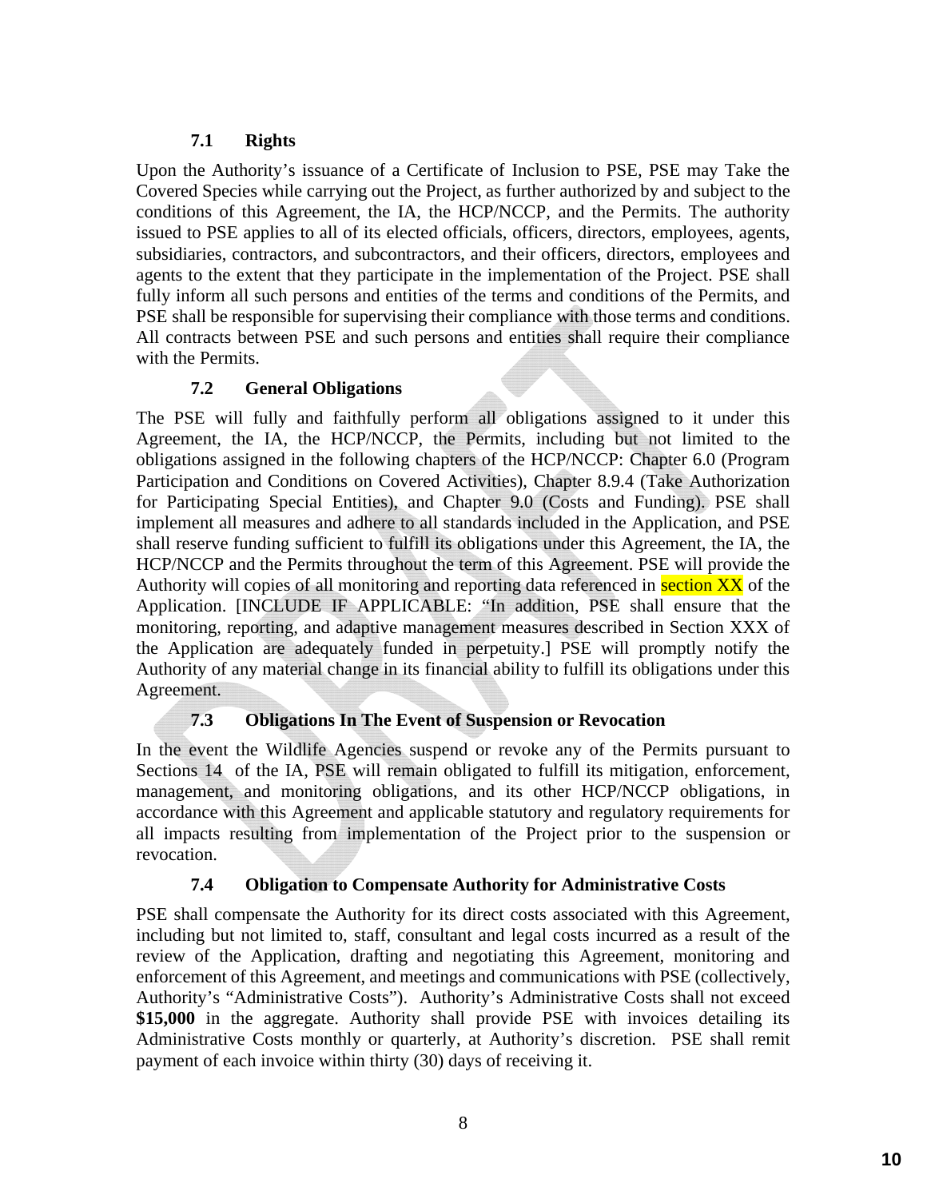### 7.1 Rights

Upon the Authority's issuance of a Certificate of Inclusion to PSE, PSE may Take the Covered Species while carrying out the Project, as further authorized by and subject to the conditions of this Agreement, the IA, the HCP/NCCP, and the Permits. The authority issued to PSE applies to all of its elected officials, officers, directors, employees, agents, subsidiaries, contractors, and subcontractors, and their officers, directors, employees and agents to the extent that they participate in the implementation of the Project. PSE shall fully inform all such persons and entities of the terms and conditions of the Permits, and PSE shall be responsible for supervising their compliance with those terms and conditions. All contracts between PSE and such persons and entities shall require their compliance with the Permits.

### 7.2 General Obligations

The PSE will fully and faithfully perform all obligations assigned to it under this Agreement, the IA, the HCP/NCCP, the Permits, including but not limited to the obligations assigned in the following chapters of the HCP/NCCP: Chapter 6.0 (Program Participation and Conditions on Covered Activities), Chapter 8.9.4 (Take Authorization for Participating Special Entities), and Chapter 9.0 (Costs and Funding). PSE shall implement all measures and adhere to all standards included in the Application, and PSE shall reserve funding sufficient to fulfill its obligations under this Agreement, the IA, the HCP/NCCP and the Permits throughout the term of this Agreement. PSE will provide the Authority will copies of all monitoring and reporting data referenced in section XX of the Application. [INCLUDE IF APPLICABLE: "In addition, PSE shall ensure that the monitoring, reporting, and adaptive management measures described in Section XXX of the Application are adequately funded in perpetuity.] PSE will promptly notify the Authority of any material change in its financial ability to fulfill its obligations under this Agreement.

### 7.3 Obligations In The Event of Suspension or Revocation

In the event the Wildlife Agencies suspend or revoke any of the Permits pursuant to Sections 14 of the IA, PSE will remain obligated to fulfill its mitigation, enforcement, management, and monitoring obligations, and its other HCP/NCCP obligations, in accordance with this Agreement and applicable statutory and regulatory requirements for all impacts resulting from implementation of the Project prior to the suspension or revocation.

### 7.4 Obligation to Compensate Authority for Administrative Costs

PSE shall compensate the Authority for its direct costs associated with this Agreement, including but not limited to, staff, consultant and legal costs incurred as a result of the review of the Application, drafting and negotiating this Agreement, monitoring and enforcement of this Agreement, and meetings and communications with PSE (collectively, Authority's "Administrative Costs"). Authority's Administrative Costs shall not exceed **$15,000** in the aggregate. Authority shall provide PSE with invoices detailing its Administrative Costs monthly or quarterly, at Authority's discretion. PSE shall remit payment of each invoice within thirty (30) days of receiving it.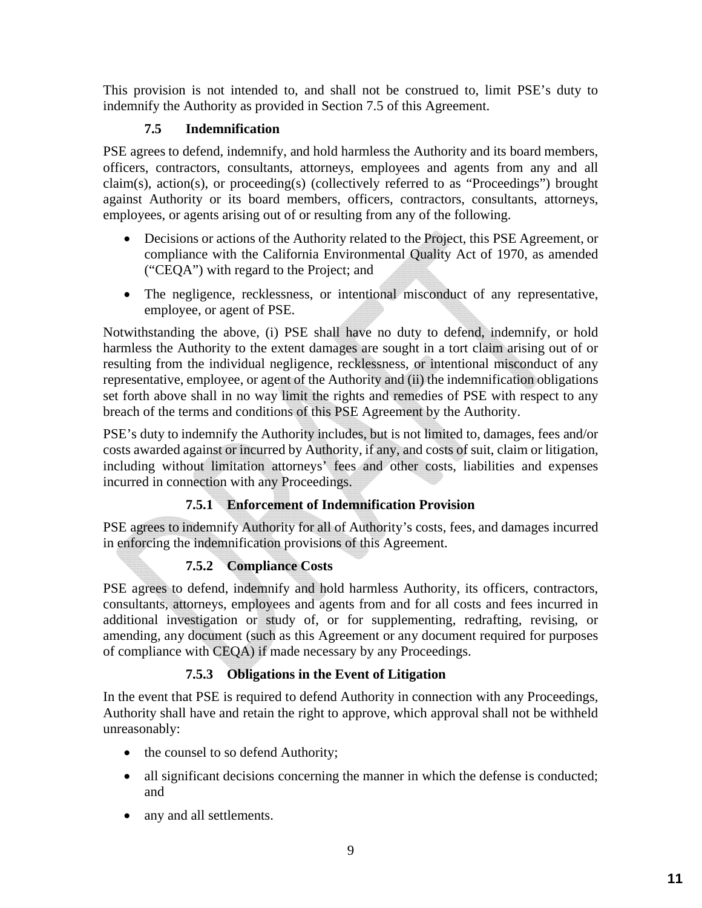This provision is not intended to, and shall not be construed to, limit PSE's duty to indemnify the Authority as provided in Section 7.5 of this Agreement.

### 7.5 Indemnification

PSE agrees to defend, indemnify, and hold harmless the Authority and its board members, officers, contractors, consultants, attorneys, employees and agents from any and all claim(s), action(s), or proceeding(s) (collectively referred to as "Proceedings") brought against Authority or its board members, officers, contractors, consultants, attorneys, employees, or agents arising out of or resulting from any of the following.

- Decisions or actions of the Authority related to the Project, this PSE Agreement, or compliance with the California Environmental Quality Act of 1970, as amended ("CEQA") with regard to the Project; and
- The negligence, recklessness, or intentional misconduct of any representative, employee, or agent of PSE.

Notwithstanding the above, (i) PSE shall have no duty to defend, indemnify, or hold harmless the Authority to the extent damages are sought in a tort claim arising out of or resulting from the individual negligence, recklessness, or intentional misconduct of any representative, employee, or agent of the Authority and (ii) the indemnification obligations set forth above shall in no way limit the rights and remedies of PSE with respect to any breach of the terms and conditions of this PSE Agreement by the Authority.

PSE's duty to indemnify the Authority includes, but is not limited to, damages, fees and/or costs awarded against or incurred by Authority, if any, and costs of suit, claim or litigation, including without limitation attorneys' fees and other costs, liabilities and expenses incurred in connection with any Proceedings.

#### 7.5.1 Enforcement of Indemnification Provision

PSE agrees to indemnify Authority for all of Authority's costs, fees, and damages incurred in enforcing the indemnification provisions of this Agreement.

#### 7.5.2 Compliance Costs

PSE agrees to defend, indemnify and hold harmless Authority, its officers, contractors, consultants, attorneys, employees and agents from and for all costs and fees incurred in additional investigation or study of, or for supplementing, redrafting, revising, or amending, any document (such as this Agreement or any document required for purposes of compliance with CEQA) if made necessary by any Proceedings.

#### 7.5.3 Obligations in the Event of Litigation

In the event that PSE is required to defend Authority in connection with any Proceedings, Authority shall have and retain the right to approve, which approval shall not be withheld unreasonably:

- the counsel to so defend Authority;
- all significant decisions concerning the manner in which the defense is conducted; and
- any and all settlements.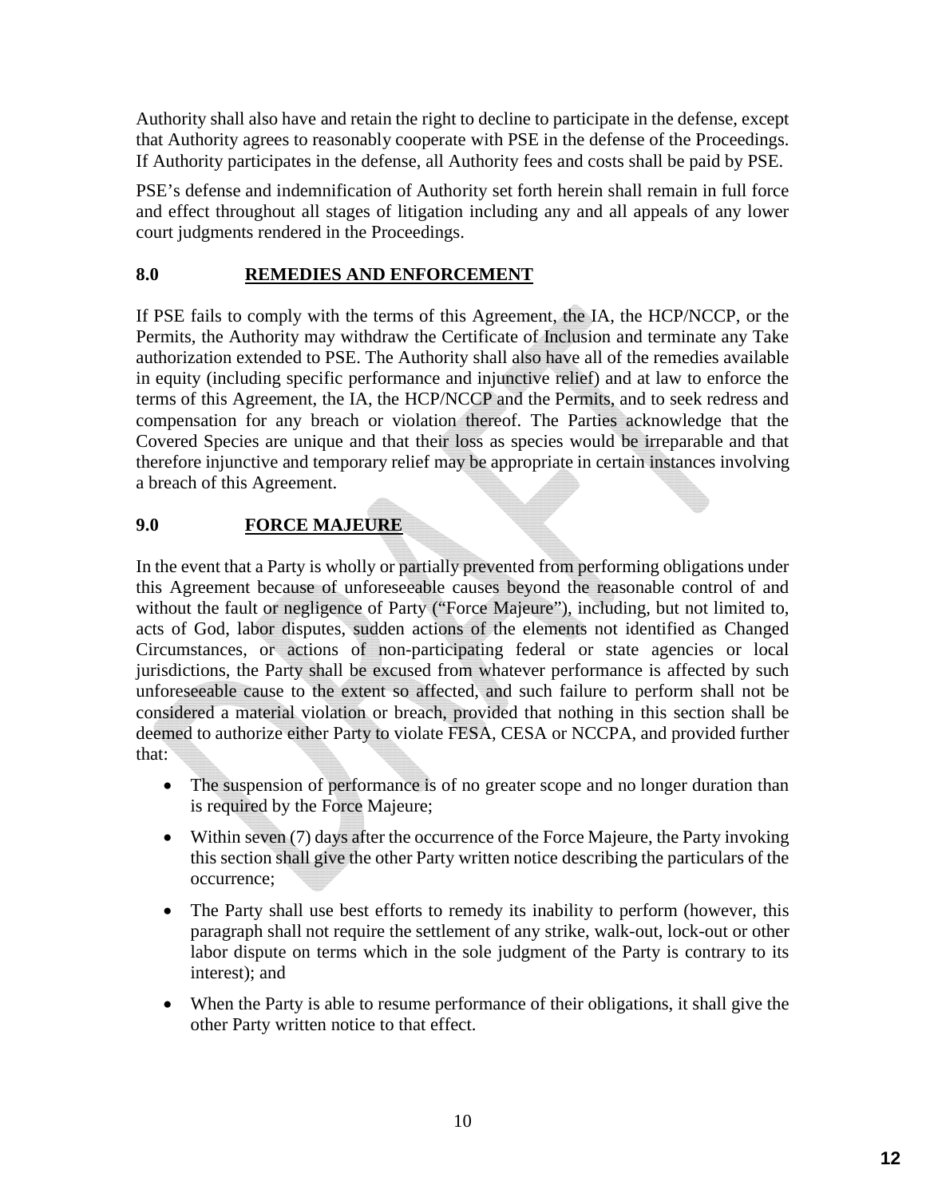Authority shall also have and retain the right to decline to participate in the defense, except that Authority agrees to reasonably cooperate with PSE in the defense of the Proceedings. If Authority participates in the defense, all Authority fees and costs shall be paid by PSE.

PSE's defense and indemnification of Authority set forth herein shall remain in full force and effect throughout all stages of litigation including any and all appeals of any lower court judgments rendered in the Proceedings.

## 8.0 REMEDIES AND ENFORCEMENT

If PSE fails to comply with the terms of this Agreement, the IA, the HCP/NCCP, or the Permits, the Authority may withdraw the Certificate of Inclusion and terminate any Take authorization extended to PSE. The Authority shall also have all of the remedies available in equity (including specific performance and injunctive relief) and at law to enforce the terms of this Agreement, the IA, the HCP/NCCP and the Permits, and to seek redress and compensation for any breach or violation thereof. The Parties acknowledge that the Covered Species are unique and that their loss as species would be irreparable and that therefore injunctive and temporary relief may be appropriate in certain instances involving a breach of this Agreement.

## 9.0 FORCE MAJEURE

In the event that a Party is wholly or partially prevented from performing obligations under this Agreement because of unforeseeable causes beyond the reasonable control of and without the fault or negligence of Party ("Force Majeure"), including, but not limited to, acts of God, labor disputes, sudden actions of the elements not identified as Changed Circumstances, or actions of non-participating federal or state agencies or local jurisdictions, the Party shall be excused from whatever performance is affected by such unforeseeable cause to the extent so affected, and such failure to perform shall not be considered a material violation or breach, provided that nothing in this section shall be deemed to authorize either Party to violate FESA, CESA or NCCPA, and provided further that:

- The suspension of performance is of no greater scope and no longer duration than is required by the Force Majeure;
- Within seven (7) days after the occurrence of the Force Majeure, the Party invoking this section shall give the other Party written notice describing the particulars of the occurrence;
- The Party shall use best efforts to remedy its inability to perform (however, this paragraph shall not require the settlement of any strike, walk-out, lock-out or other labor dispute on terms which in the sole judgment of the Party is contrary to its interest); and
- When the Party is able to resume performance of their obligations, it shall give the other Party written notice to that effect.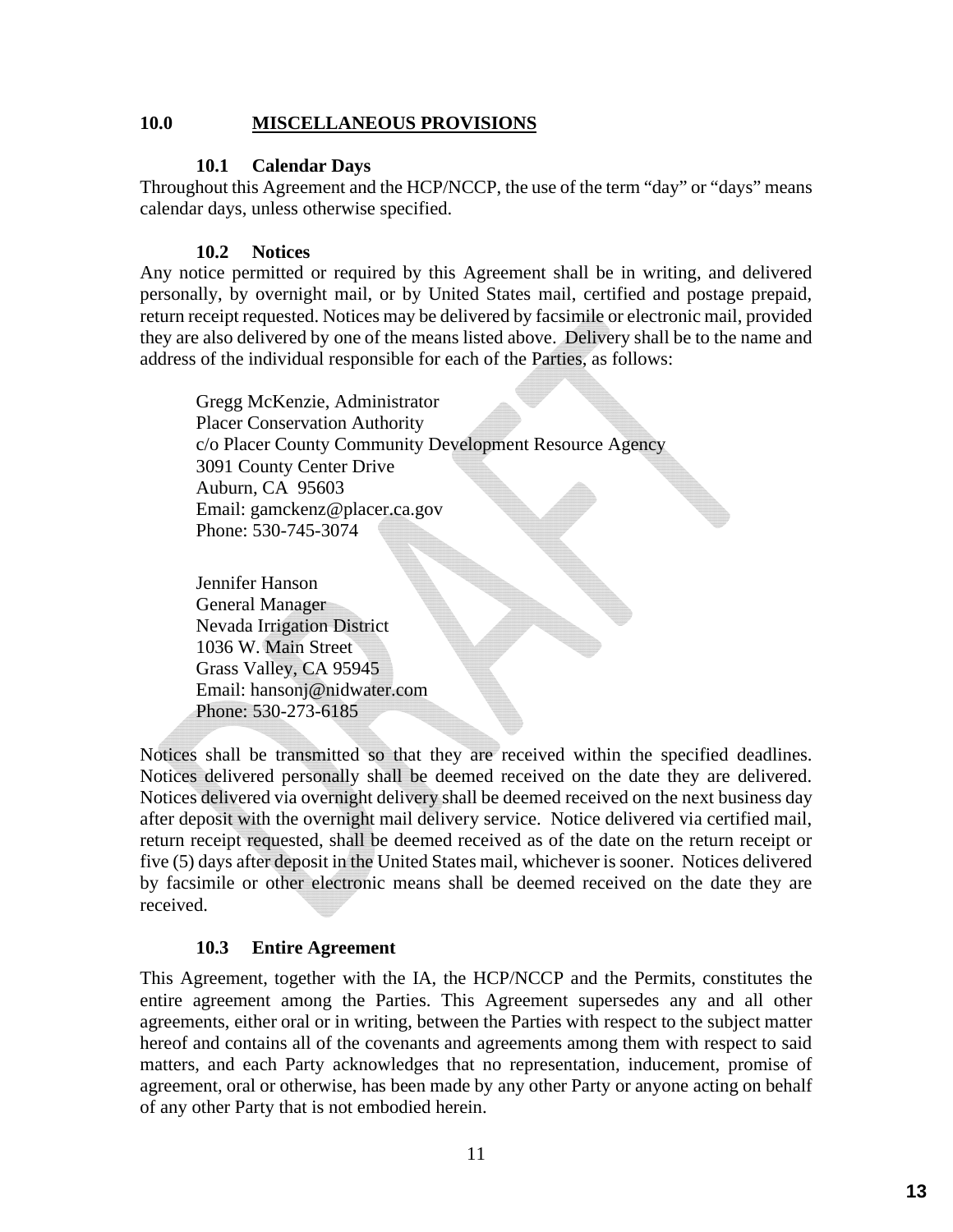## 10.0 MISCELLANEOUS PROVISIONS

### 10.1 Calendar Days

Throughout this Agreement and the HCP/NCCP, the use of the term "day" or "days" means calendar days, unless otherwise specified.

### 10.2 Notices

Any notice permitted or required by this Agreement shall be in writing, and delivered personally, by overnight mail, or by United States mail, certified and postage prepaid, return receipt requested. Notices may be delivered by facsimile or electronic mail, provided they are also delivered by one of the means listed above. Delivery shall be to the name and address of the individual responsible for each of the Parties, as follows:

Gregg McKenzie, Administrator
Placer Conservation Authority
c/o Placer County Community Development Resource Agency
3091 County Center Drive
Auburn, CA 95603
Email: gamckenz@placer.ca.gov
Phone: 530-745-3074

Jennifer Hanson
General Manager
Nevada Irrigation District
1036 W. Main Street
Grass Valley, CA 95945
Email: hansonj@nidwater.com
Phone: 530-273-6185

Notices shall be transmitted so that they are received within the specified deadlines. Notices delivered personally shall be deemed received on the date they are delivered. Notices delivered via overnight delivery shall be deemed received on the next business day after deposit with the overnight mail delivery service. Notice delivered via certified mail, return receipt requested, shall be deemed received as of the date on the return receipt or five (5) days after deposit in the United States mail, whichever is sooner. Notices delivered by facsimile or other electronic means shall be deemed received on the date they are received.

### 10.3 Entire Agreement

This Agreement, together with the IA, the HCP/NCCP and the Permits, constitutes the entire agreement among the Parties. This Agreement supersedes any and all other agreements, either oral or in writing, between the Parties with respect to the subject matter hereof and contains all of the covenants and agreements among them with respect to said matters, and each Party acknowledges that no representation, inducement, promise of agreement, oral or otherwise, has been made by any other Party or anyone acting on behalf of any other Party that is not embodied herein.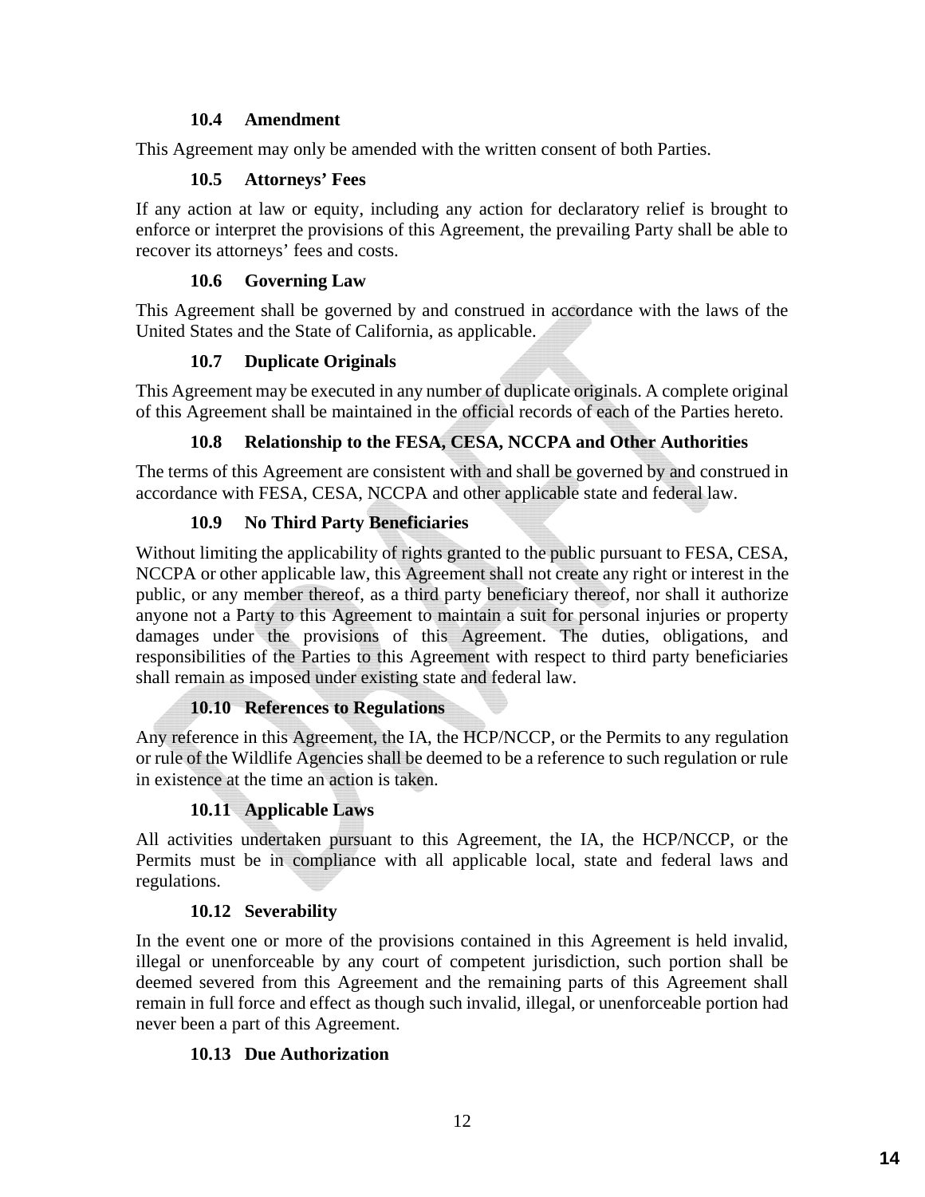### 10.4 Amendment

This Agreement may only be amended with the written consent of both Parties.

### 10.5 Attorneys' Fees

If any action at law or equity, including any action for declaratory relief is brought to enforce or interpret the provisions of this Agreement, the prevailing Party shall be able to recover its attorneys' fees and costs.

### 10.6 Governing Law

This Agreement shall be governed by and construed in accordance with the laws of the United States and the State of California, as applicable.

### 10.7 Duplicate Originals

This Agreement may be executed in any number of duplicate originals. A complete original of this Agreement shall be maintained in the official records of each of the Parties hereto.

### 10.8 Relationship to the FESA, CESA, NCCPA and Other Authorities

The terms of this Agreement are consistent with and shall be governed by and construed in accordance with FESA, CESA, NCCPA and other applicable state and federal law.

### 10.9 No Third Party Beneficiaries

Without limiting the applicability of rights granted to the public pursuant to FESA, CESA, NCCPA or other applicable law, this Agreement shall not create any right or interest in the public, or any member thereof, as a third party beneficiary thereof, nor shall it authorize anyone not a Party to this Agreement to maintain a suit for personal injuries or property damages under the provisions of this Agreement. The duties, obligations, and responsibilities of the Parties to this Agreement with respect to third party beneficiaries shall remain as imposed under existing state and federal law.

### 10.10 References to Regulations

Any reference in this Agreement, the IA, the HCP/NCCP, or the Permits to any regulation or rule of the Wildlife Agencies shall be deemed to be a reference to such regulation or rule in existence at the time an action is taken.

### 10.11 Applicable Laws

All activities undertaken pursuant to this Agreement, the IA, the HCP/NCCP, or the Permits must be in compliance with all applicable local, state and federal laws and regulations.

### 10.12 Severability

In the event one or more of the provisions contained in this Agreement is held invalid, illegal or unenforceable by any court of competent jurisdiction, such portion shall be deemed severed from this Agreement and the remaining parts of this Agreement shall remain in full force and effect as though such invalid, illegal, or unenforceable portion had never been a part of this Agreement.

### 10.13 Due Authorization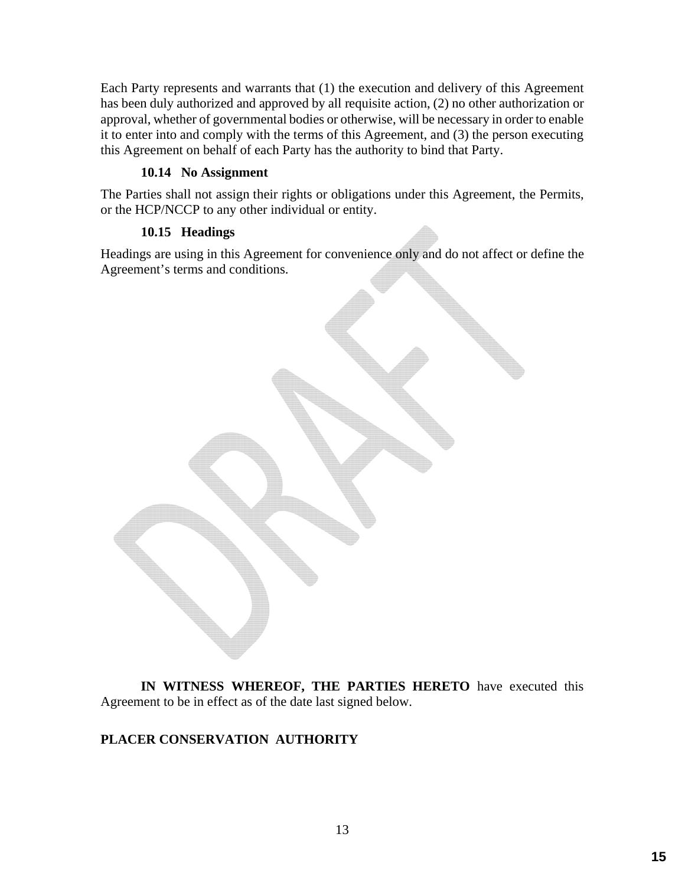Each Party represents and warrants that (1) the execution and delivery of this Agreement has been duly authorized and approved by all requisite action, (2) no other authorization or approval, whether of governmental bodies or otherwise, will be necessary in order to enable it to enter into and comply with the terms of this Agreement, and (3) the person executing this Agreement on behalf of each Party has the authority to bind that Party.

### 10.14 No Assignment

The Parties shall not assign their rights or obligations under this Agreement, the Permits, or the HCP/NCCP to any other individual or entity.

### 10.15 Headings

Headings are using in this Agreement for convenience only and do not affect or define the Agreement's terms and conditions.

**IN WITNESS WHEREOF, THE PARTIES HERETO** have executed this Agreement to be in effect as of the date last signed below.

**PLACER CONSERVATION AUTHORITY**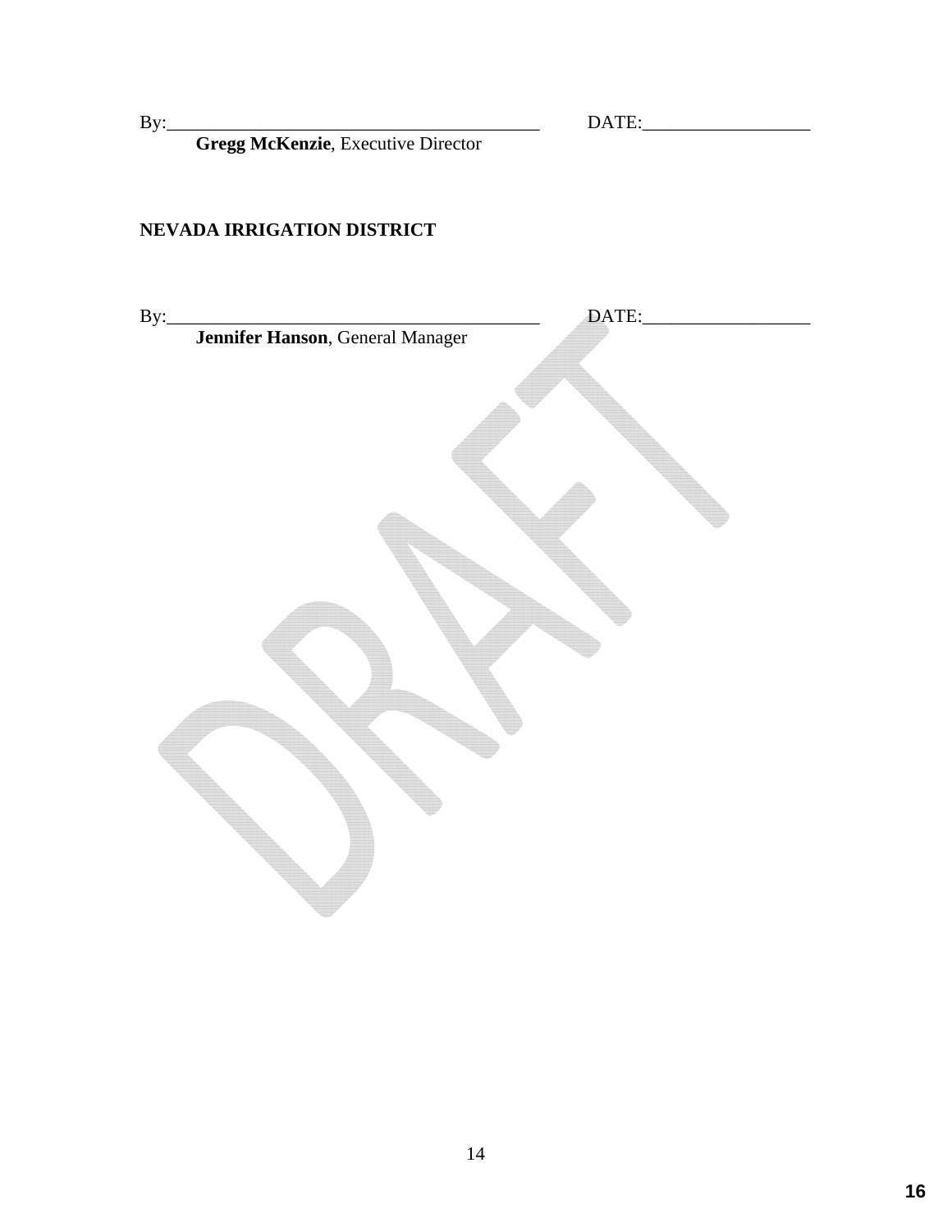By:__________________________________________ DATE:__________________

**Gregg McKenzie**, Executive Director

**NEVADA IRRIGATION DISTRICT**

By:__________________________________________ DATE:__________________

**Jennifer Hanson**, General Manager